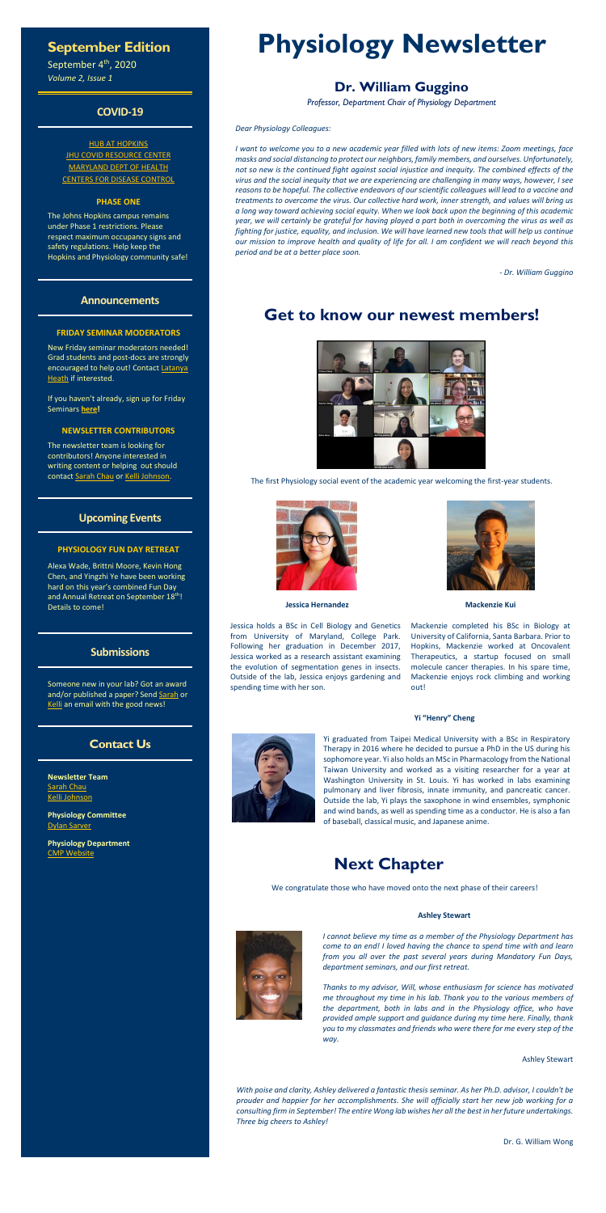# Physiology Newsletter

## September Edition

September 4th, 2020
*Volume 2, Issue 1*

### COVID-19

HUB AT HOPKINS
JHU COVID RESOURCE CENTER
MARYLAND DEPT OF HEALTH
CENTERS FOR DISEASE CONTROL

**PHASE ONE**

The Johns Hopkins campus remains under Phase 1 restrictions. Please respect maximum occupancy signs and safety regulations. Help keep the Hopkins and Physiology community safe!

### Announcements

**FRIDAY SEMINAR MODERATORS**

New Friday seminar moderators needed! Grad students and post-docs are strongly encouraged to help out! Contact Latanya Heath if interested.

If you haven't already, sign up for Friday Seminars **here!**

**NEWSLETTER CONTRIBUTORS**

The newsletter team is looking for contributors! Anyone interested in writing content or helping out should contact Sarah Chau or Kelli Johnson.

### Upcoming Events

**PHYSIOLOGY FUN DAY RETREAT**

Alexa Wade, Brittni Moore, Kevin Hong Chen, and Yingzhi Ye have been working hard on this year's combined Fun Day and Annual Retreat on September 18th! Details to come!

### Submissions

Someone new in your lab? Got an award and/or published a paper? Send Sarah or Kelli an email with the good news!

### Contact Us

**Newsletter Team**
Sarah Chau
Kelli Johnson

**Physiology Committee**
Dylan Sarver

**Physiology Department**
CMP Website

## Dr. William Guggino

*Professor, Department Chair of Physiology Department*

*Dear Physiology Colleagues:*

*I want to welcome you to a new academic year filled with lots of new items: Zoom meetings, face masks and social distancing to protect our neighbors, family members, and ourselves. Unfortunately, not so new is the continued fight against social injustice and inequity. The combined effects of the virus and the social inequity that we are experiencing are challenging in many ways, however, I see reasons to be hopeful. The collective endeavors of our scientific colleagues will lead to a vaccine and treatments to overcome the virus. Our collective hard work, inner strength, and values will bring us a long way toward achieving social equity. When we look back upon the beginning of this academic year, we will certainly be grateful for having played a part both in overcoming the virus as well as fighting for justice, equality, and inclusion. We will have learned new tools that will help us continue our mission to improve health and quality of life for all. I am confident we will reach beyond this period and be at a better place soon.*

*- Dr. William Guggino*

## Get to know our newest members!

The first Physiology social event of the academic year welcoming the first-year students.

**Jessica Hernandez**

Jessica holds a BSc in Cell Biology and Genetics from University of Maryland, College Park. Following her graduation in December 2017, Jessica worked as a research assistant examining the evolution of segmentation genes in insects. Outside of the lab, Jessica enjoys gardening and spending time with her son.

**Mackenzie Kui**

Mackenzie completed his BSc in Biology at University of California, Santa Barbara. Prior to Hopkins, Mackenzie worked at Oncovalent Therapeutics, a startup focused on small molecule cancer therapies. In his spare time, Mackenzie enjoys rock climbing and working out!

**Yi "Henry" Cheng**

Yi graduated from Taipei Medical University with a BSc in Respiratory Therapy in 2016 where he decided to pursue a PhD in the US during his sophomore year. Yi also holds an MSc in Pharmacology from the National Taiwan University and worked as a visiting researcher for a year at Washington University in St. Louis. Yi has worked in labs examining pulmonary and liver fibrosis, innate immunity, and pancreatic cancer. Outside the lab, Yi plays the saxophone in wind ensembles, symphonic and wind bands, as well as spending time as a conductor. He is also a fan of baseball, classical music, and Japanese anime.

## Next Chapter

We congratulate those who have moved onto the next phase of their careers!

**Ashley Stewart**

*I cannot believe my time as a member of the Physiology Department has come to an end! I loved having the chance to spend time with and learn from you all over the past several years during Mandatory Fun Days, department seminars, and our first retreat.*

*Thanks to my advisor, Will, whose enthusiasm for science has motivated me throughout my time in his lab. Thank you to the various members of the department, both in labs and in the Physiology office, who have provided ample support and guidance during my time here. Finally, thank you to my classmates and friends who were there for me every step of the way.*

Ashley Stewart

*With poise and clarity, Ashley delivered a fantastic thesis seminar. As her Ph.D. advisor, I couldn't be prouder and happier for her accomplishments. She will officially start her new job working for a consulting firm in September! The entire Wong lab wishes her all the best in her future undertakings. Three big cheers to Ashley!*

Dr. G. William Wong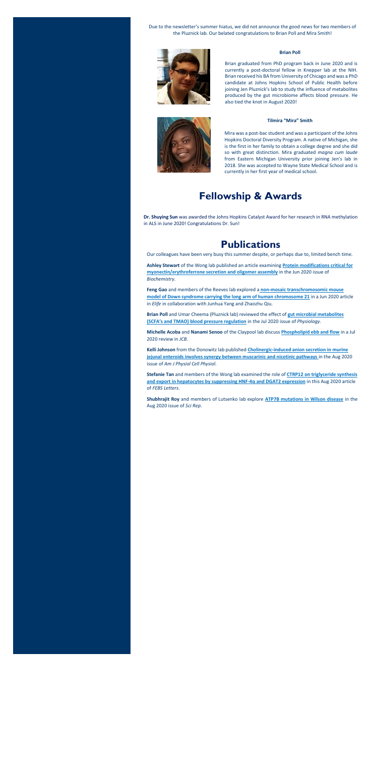Due to the newsletter's summer hiatus, we did not announce the good news for two members of the Pluznick lab. Our belated congratulations to Brian Poll and Mira Smith!

**Brian Poll**

Brian graduated from PhD program back in June 2020 and is currently a post-doctoral fellow in Knepper lab at the NIH. Brian received his BA from University of Chicago and was a PhD candidate at Johns Hopkins School of Public Health before joining Jen Pluznick's lab to study the influence of metabolites produced by the gut microbiome affects blood pressure. He also tied the knot in August 2020!

**Tilmira "Mira" Smith**

Mira was a post-bac student and was a participant of the Johns Hopkins Doctoral Diversity Program. A native of Michigan, she is the first in her family to obtain a college degree and she did so with great distinction. Mira graduated *magna cum laude* from Eastern Michigan University prior joining Jen's lab in 2018. She was accepted to Wayne State Medical School and is currently in her first year of medical school.

# Fellowship & Awards

**Dr. Shuying Sun** was awarded the Johns Hopkins Catalyst Award for her research in RNA methylation in ALS in June 2020! Congratulations Dr. Sun!

# Publications

Our colleagues have been very busy this summer despite, or perhaps due to, limited bench time.

**Ashley Stewart** of the Wong lab published an article examining **Protein modifications critical for myonectin/erythroferrone secretion and oligomer assembly** in the Jun 2020 issue of *Biochemistry*.

**Feng Gao** and members of the Reeves lab explored a **non-mosaic transchromosomic mouse model of Down syndrome carrying the long arm of human chromosome 21** in a Jun 2020 article in *Elife* in collaboration with Junhua Yang and Zhaozhu Qiu.

**Brian Poll** and Umar Cheema (Pluznick lab) reviewed the effect of **gut microbial metabolites (SCFA's and TMAO) blood pressure regulation** in the Jul 2020 issue of *Physiology*.

**Michelle Acoba** and **Nanami Senoo** of the Claypool lab discuss **Phospholipid ebb and flow** in a Jul 2020 review in *JCB*.

**Kelli Johnson** from the Donowitz lab published **Cholinergic-induced anion secretion in murine jejunal enteroids involves synergy between muscarinic and nicotinic pathways** in the Aug 2020 issue of *Am J Physiol Cell Physiol*.

**Stefanie Tan** and members of the Wong lab examined the role of **CTRP12 on triglyceride synthesis and export in hepatocytes by suppressing HNF-4α and DGAT2 expression** in this Aug 2020 article of *FEBS Letters*.

**Shubhrajit Roy** and members of Lutsenko lab explore **ATP7B mutations in Wilson disease** in the Aug 2020 issue of *Sci Rep*.